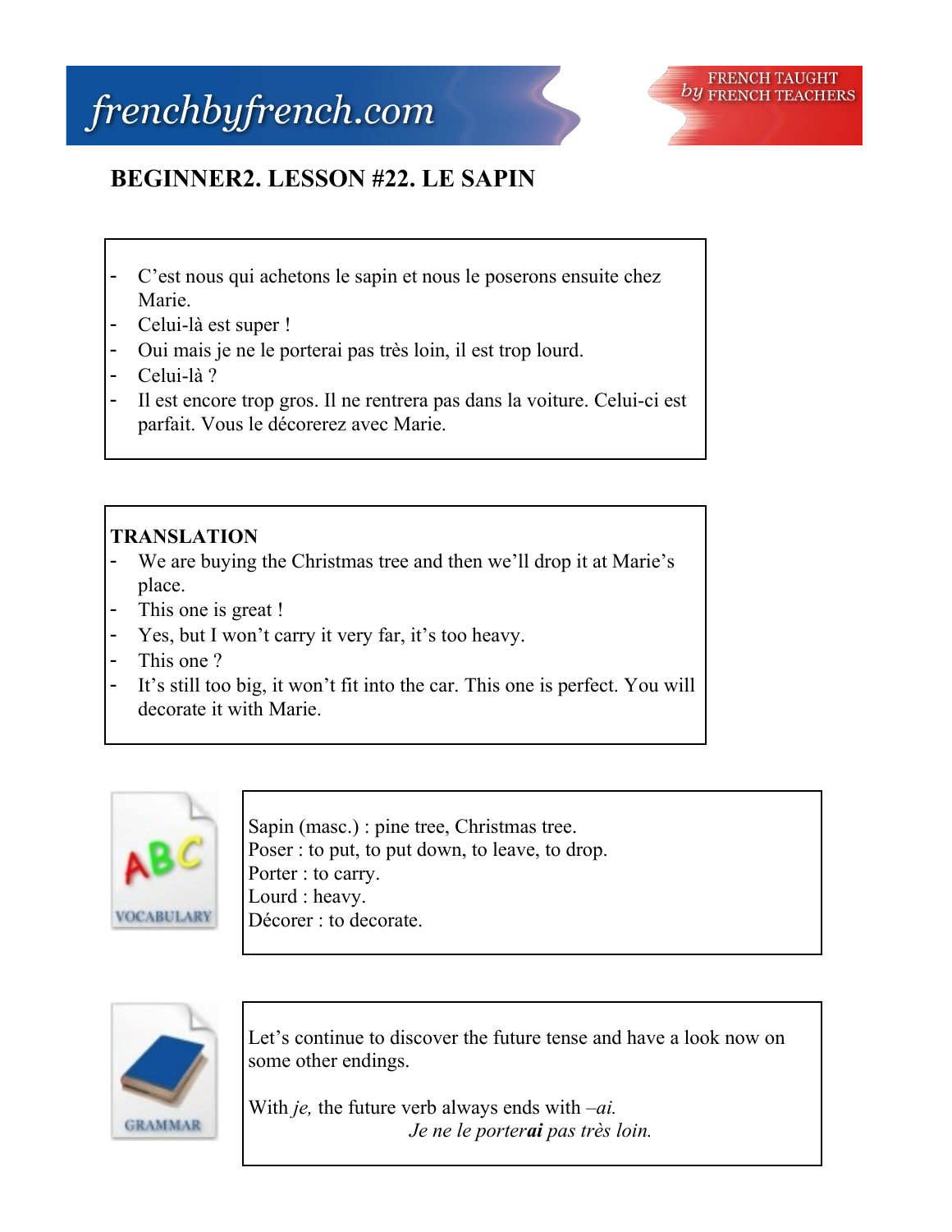# BEGINNER2. LESSON #22. LE SAPIN

- C'est nous qui achetons le sapin et nous le poserons ensuite chez Marie.
- Celui-là est super !
- Oui mais je ne le porterai pas très loin, il est trop lourd.
- Celui-là ?
- Il est encore trop gros. Il ne rentrera pas dans la voiture. Celui-ci est parfait. Vous le décorerez avec Marie.

**TRANSLATION**

- We are buying the Christmas tree and then we'll drop it at Marie's place.
- This one is great !
- Yes, but I won't carry it very far, it's too heavy.
- This one ?
- It's still too big, it won't fit into the car. This one is perfect. You will decorate it with Marie.

VOCABULARY

Sapin (masc.) : pine tree, Christmas tree.
Poser : to put, to put down, to leave, to drop.
Porter : to carry.
Lourd : heavy.
Décorer : to decorate.

GRAMMAR

Let's continue to discover the future tense and have a look now on some other endings.

With *je,* the future verb always ends with *–ai.*

*Je ne le porter**ai** pas très loin.*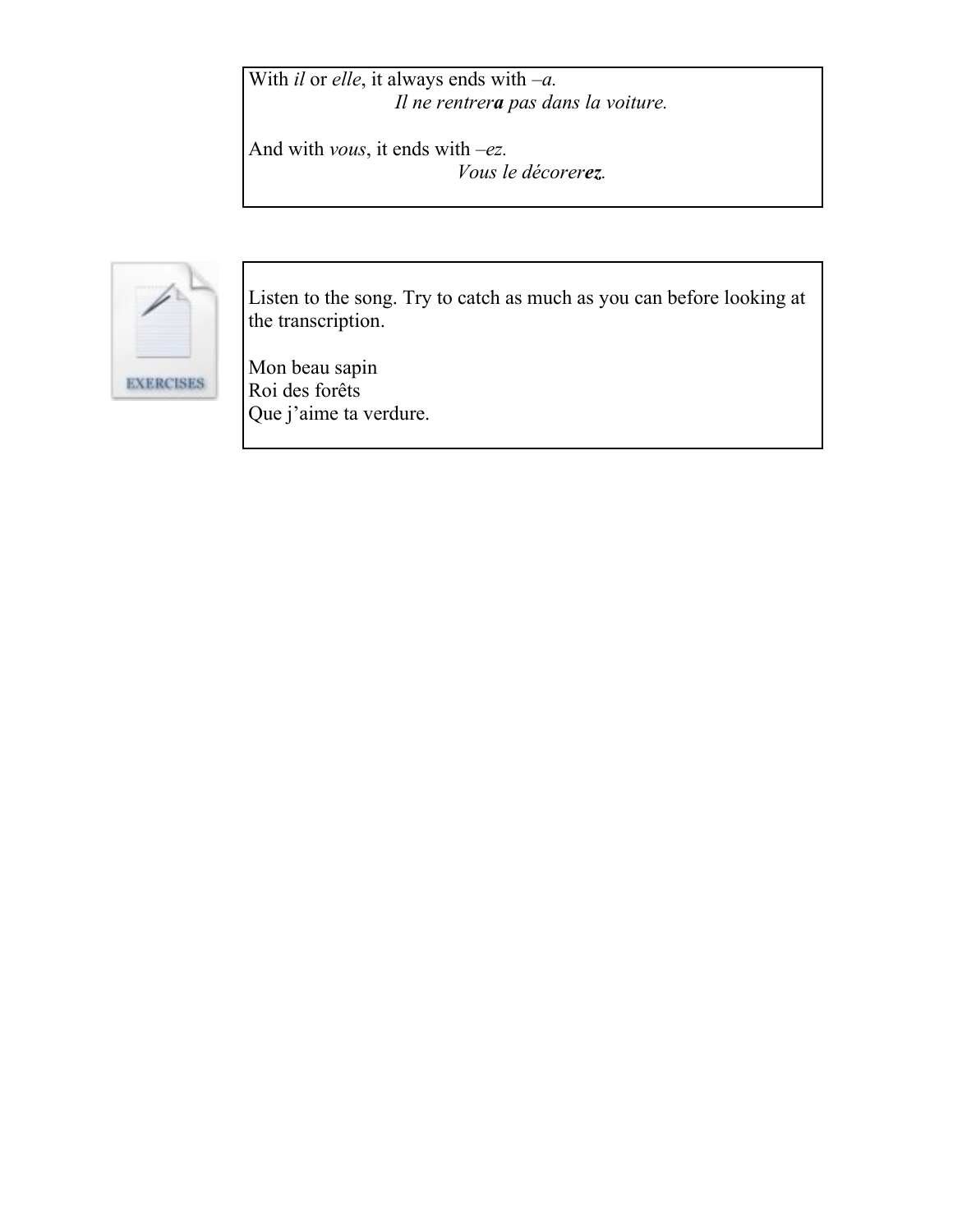With *il* or *elle*, it always ends with *–a.*

*Il ne rentrer**a** pas dans la voiture.*

And with *vous*, it ends with *–ez.*

*Vous le décorer**ez**.*

EXERCISES

Listen to the song. Try to catch as much as you can before looking at the transcription.

Mon beau sapin
Roi des forêts
Que j'aime ta verdure.